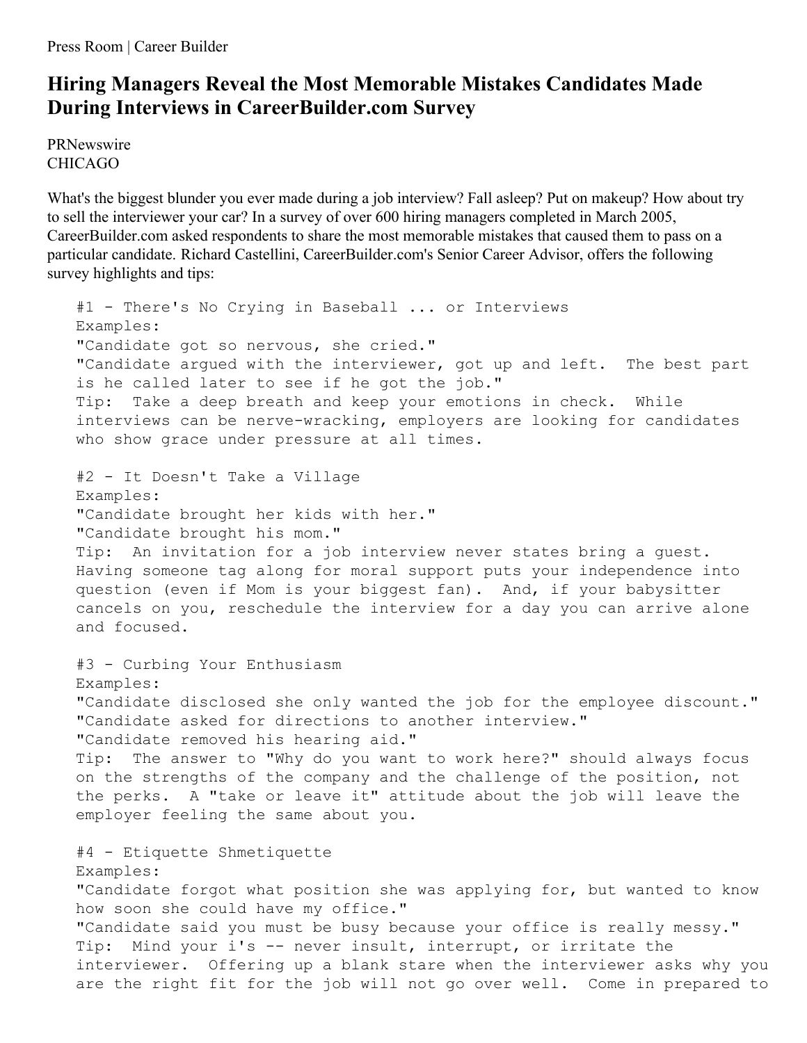Press Room | Career Builder

# Hiring Managers Reveal the Most Memorable Mistakes Candidates Made During Interviews in CareerBuilder.com Survey

PRNewswire
CHICAGO

What's the biggest blunder you ever made during a job interview? Fall asleep? Put on makeup? How about try to sell the interviewer your car? In a survey of over 600 hiring managers completed in March 2005, CareerBuilder.com asked respondents to share the most memorable mistakes that caused them to pass on a particular candidate. Richard Castellini, CareerBuilder.com's Senior Career Advisor, offers the following survey highlights and tips:

```
#1 - There's No Crying in Baseball ... or Interviews
Examples:
"Candidate got so nervous, she cried."
"Candidate argued with the interviewer, got up and left.  The best part
is he called later to see if he got the job."
Tip:  Take a deep breath and keep your emotions in check.  While
interviews can be nerve-wracking, employers are looking for candidates
who show grace under pressure at all times.

#2 - It Doesn't Take a Village
Examples:
"Candidate brought her kids with her."
"Candidate brought his mom."
Tip:  An invitation for a job interview never states bring a guest.
Having someone tag along for moral support puts your independence into
question (even if Mom is your biggest fan).  And, if your babysitter
cancels on you, reschedule the interview for a day you can arrive alone
and focused.

#3 - Curbing Your Enthusiasm
Examples:
"Candidate disclosed she only wanted the job for the employee discount."
"Candidate asked for directions to another interview."
"Candidate removed his hearing aid."
Tip:  The answer to "Why do you want to work here?" should always focus
on the strengths of the company and the challenge of the position, not
the perks.  A "take or leave it" attitude about the job will leave the
employer feeling the same about you.

#4 - Etiquette Shmetiquette
Examples:
"Candidate forgot what position she was applying for, but wanted to know
how soon she could have my office."
"Candidate said you must be busy because your office is really messy."
Tip:  Mind your i's -- never insult, interrupt, or irritate the
interviewer.  Offering up a blank stare when the interviewer asks why you
are the right fit for the job will not go over well.  Come in prepared to
```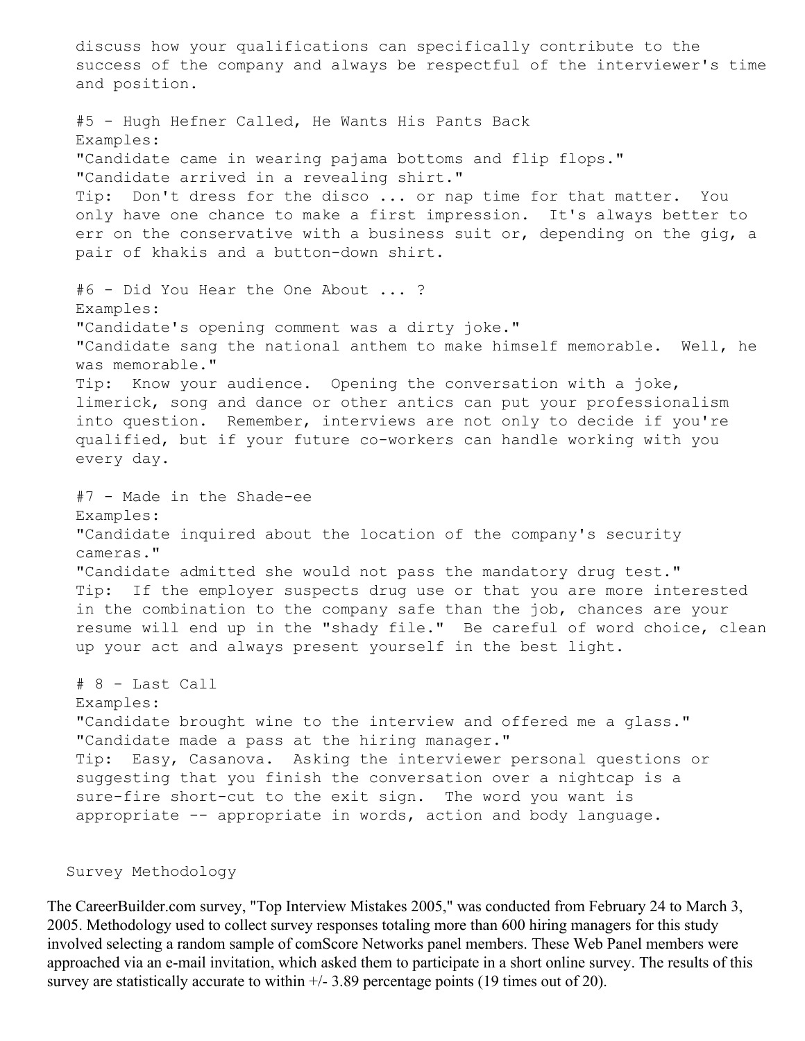discuss how your qualifications can specifically contribute to the success of the company and always be respectful of the interviewer's time and position.

#5 - Hugh Hefner Called, He Wants His Pants Back
Examples:
"Candidate came in wearing pajama bottoms and flip flops."
"Candidate arrived in a revealing shirt."
Tip: Don't dress for the disco ... or nap time for that matter. You only have one chance to make a first impression. It's always better to err on the conservative with a business suit or, depending on the gig, a pair of khakis and a button-down shirt.

#6 - Did You Hear the One About ... ?
Examples:
"Candidate's opening comment was a dirty joke."
"Candidate sang the national anthem to make himself memorable. Well, he was memorable."
Tip: Know your audience. Opening the conversation with a joke, limerick, song and dance or other antics can put your professionalism into question. Remember, interviews are not only to decide if you're qualified, but if your future co-workers can handle working with you every day.

#7 - Made in the Shade-ee
Examples:
"Candidate inquired about the location of the company's security cameras."
"Candidate admitted she would not pass the mandatory drug test."
Tip: If the employer suspects drug use or that you are more interested in the combination to the company safe than the job, chances are your resume will end up in the "shady file." Be careful of word choice, clean up your act and always present yourself in the best light.

# 8 - Last Call
Examples:
"Candidate brought wine to the interview and offered me a glass."
"Candidate made a pass at the hiring manager."
Tip: Easy, Casanova. Asking the interviewer personal questions or suggesting that you finish the conversation over a nightcap is a sure-fire short-cut to the exit sign. The word you want is appropriate -- appropriate in words, action and body language.

Survey Methodology

The CareerBuilder.com survey, "Top Interview Mistakes 2005," was conducted from February 24 to March 3, 2005. Methodology used to collect survey responses totaling more than 600 hiring managers for this study involved selecting a random sample of comScore Networks panel members. These Web Panel members were approached via an e-mail invitation, which asked them to participate in a short online survey. The results of this survey are statistically accurate to within +/- 3.89 percentage points (19 times out of 20).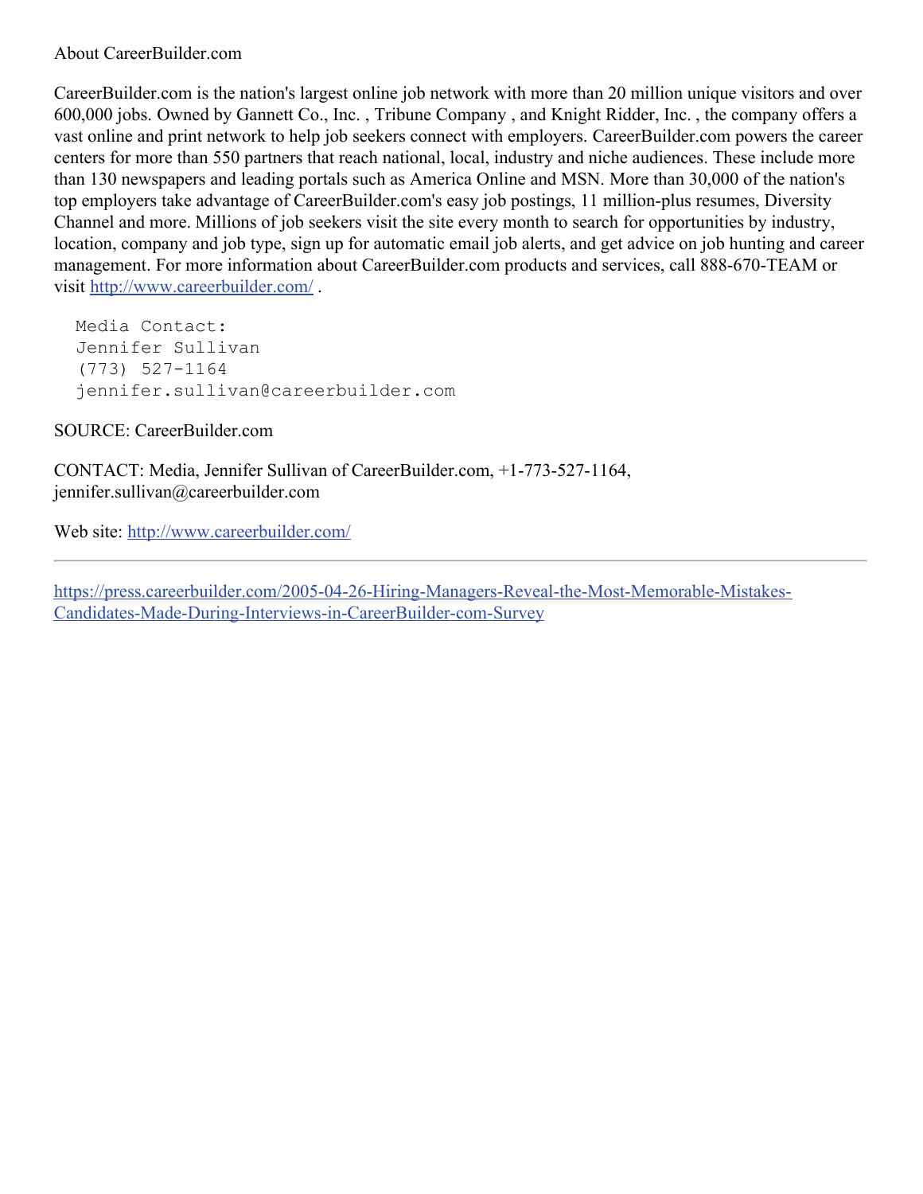About CareerBuilder.com

CareerBuilder.com is the nation's largest online job network with more than 20 million unique visitors and over 600,000 jobs. Owned by Gannett Co., Inc. , Tribune Company , and Knight Ridder, Inc. , the company offers a vast online and print network to help job seekers connect with employers. CareerBuilder.com powers the career centers for more than 550 partners that reach national, local, industry and niche audiences. These include more than 130 newspapers and leading portals such as America Online and MSN. More than 30,000 of the nation's top employers take advantage of CareerBuilder.com's easy job postings, 11 million-plus resumes, Diversity Channel and more. Millions of job seekers visit the site every month to search for opportunities by industry, location, company and job type, sign up for automatic email job alerts, and get advice on job hunting and career management. For more information about CareerBuilder.com products and services, call 888-670-TEAM or visit [http://www.careerbuilder.com/](http://www.careerbuilder.com/) .

```
Media Contact:
Jennifer Sullivan
(773) 527-1164
jennifer.sullivan@careerbuilder.com
```

SOURCE: CareerBuilder.com

CONTACT: Media, Jennifer Sullivan of CareerBuilder.com, +1-773-527-1164, jennifer.sullivan@careerbuilder.com

Web site: [http://www.careerbuilder.com/](http://www.careerbuilder.com/)

---

[https://press.careerbuilder.com/2005-04-26-Hiring-Managers-Reveal-the-Most-Memorable-Mistakes-Candidates-Made-During-Interviews-in-CareerBuilder-com-Survey](https://press.careerbuilder.com/2005-04-26-Hiring-Managers-Reveal-the-Most-Memorable-Mistakes-Candidates-Made-During-Interviews-in-CareerBuilder-com-Survey)